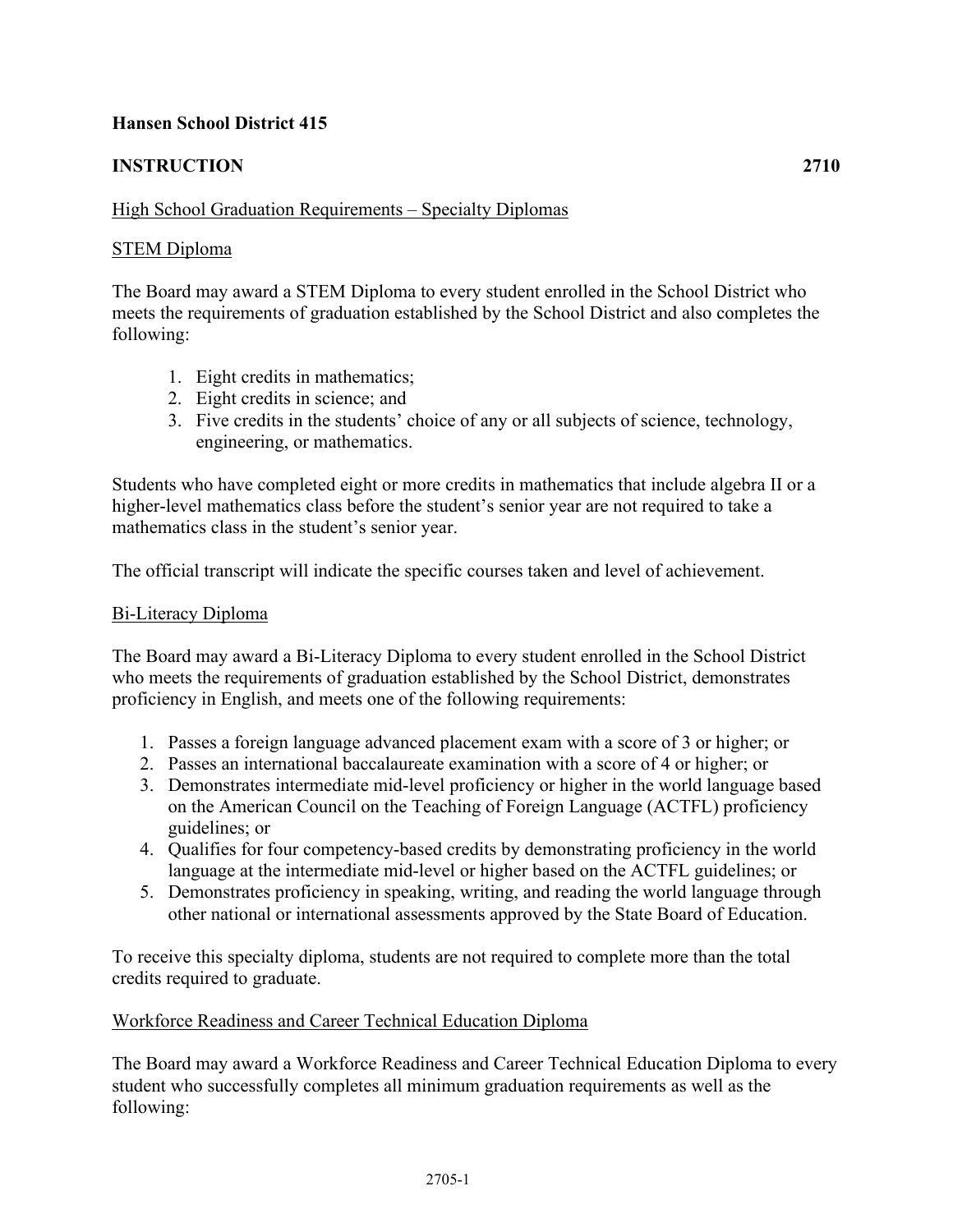**Hansen School District 415**

**INSTRUCTION 2710**

High School Graduation Requirements – Specialty Diplomas

STEM Diploma

The Board may award a STEM Diploma to every student enrolled in the School District who meets the requirements of graduation established by the School District and also completes the following:

1. Eight credits in mathematics;
2. Eight credits in science; and
3. Five credits in the students' choice of any or all subjects of science, technology, engineering, or mathematics.

Students who have completed eight or more credits in mathematics that include algebra II or a higher-level mathematics class before the student's senior year are not required to take a mathematics class in the student's senior year.

The official transcript will indicate the specific courses taken and level of achievement.

Bi-Literacy Diploma

The Board may award a Bi-Literacy Diploma to every student enrolled in the School District who meets the requirements of graduation established by the School District, demonstrates proficiency in English, and meets one of the following requirements:

1. Passes a foreign language advanced placement exam with a score of 3 or higher; or
2. Passes an international baccalaureate examination with a score of 4 or higher; or
3. Demonstrates intermediate mid-level proficiency or higher in the world language based on the American Council on the Teaching of Foreign Language (ACTFL) proficiency guidelines; or
4. Qualifies for four competency-based credits by demonstrating proficiency in the world language at the intermediate mid-level or higher based on the ACTFL guidelines; or
5. Demonstrates proficiency in speaking, writing, and reading the world language through other national or international assessments approved by the State Board of Education.

To receive this specialty diploma, students are not required to complete more than the total credits required to graduate.

Workforce Readiness and Career Technical Education Diploma

The Board may award a Workforce Readiness and Career Technical Education Diploma to every student who successfully completes all minimum graduation requirements as well as the following: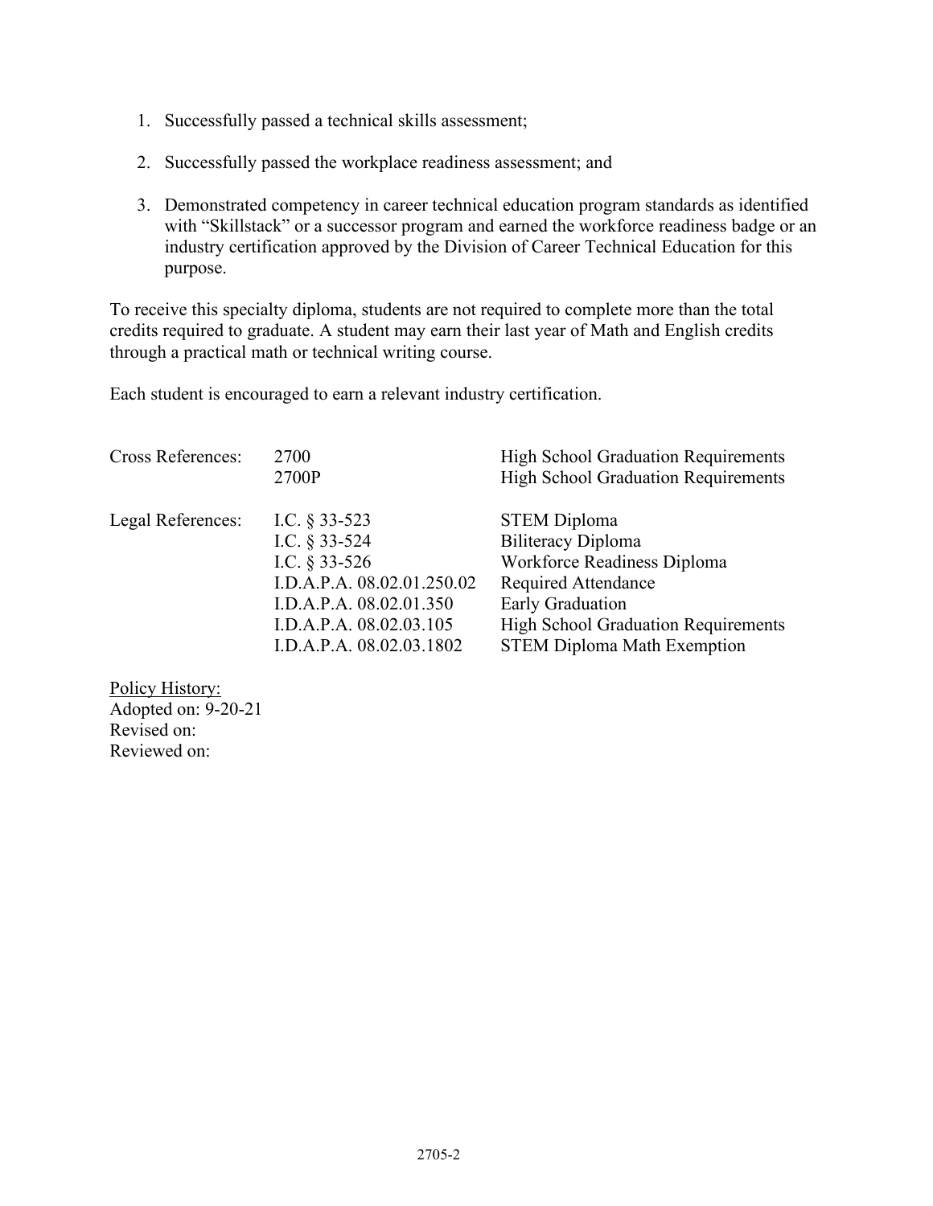1. Successfully passed a technical skills assessment;
2. Successfully passed the workplace readiness assessment; and
3. Demonstrated competency in career technical education program standards as identified with "Skillstack" or a successor program and earned the workforce readiness badge or an industry certification approved by the Division of Career Technical Education for this purpose.

To receive this specialty diploma, students are not required to complete more than the total credits required to graduate. A student may earn their last year of Math and English credits through a practical math or technical writing course.

Each student is encouraged to earn a relevant industry certification.

| | | |
|---|---|---|
| Cross References: | 2700 | High School Graduation Requirements |
| | 2700P | High School Graduation Requirements |
| Legal References: | I.C. § 33-523 | STEM Diploma |
| | I.C. § 33-524 | Biliteracy Diploma |
| | I.C. § 33-526 | Workforce Readiness Diploma |
| | I.D.A.P.A. 08.02.01.250.02 | Required Attendance |
| | I.D.A.P.A. 08.02.01.350 | Early Graduation |
| | I.D.A.P.A. 08.02.03.105 | High School Graduation Requirements |
| | I.D.A.P.A. 08.02.03.1802 | STEM Diploma Math Exemption |

Policy History:
Adopted on: 9-20-21
Revised on:
Reviewed on: